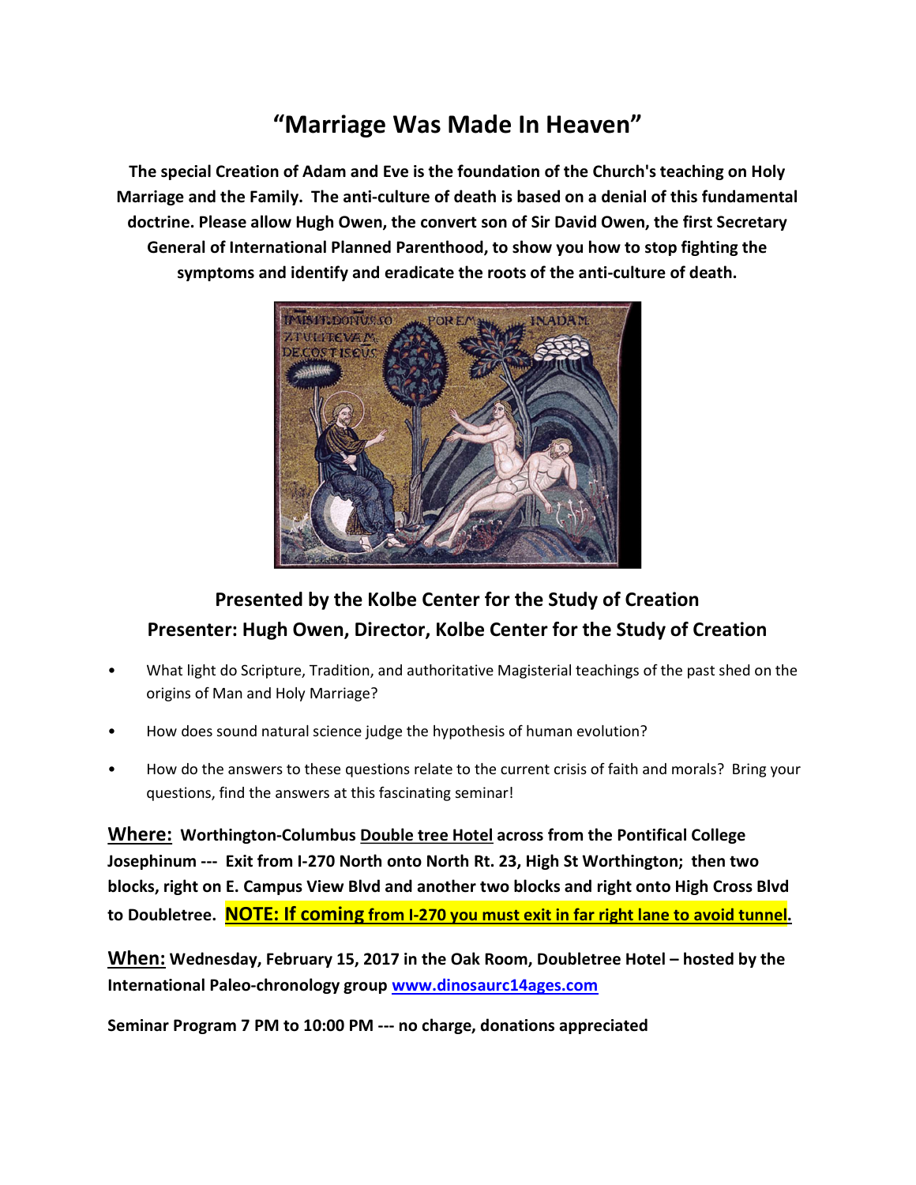# "Marriage Was Made In Heaven"

**The special Creation of Adam and Eve is the foundation of the Church's teaching on Holy Marriage and the Family. The anti-culture of death is based on a denial of this fundamental doctrine. Please allow Hugh Owen, the convert son of Sir David Owen, the first Secretary General of International Planned Parenthood, to show you how to stop fighting the symptoms and identify and eradicate the roots of the anti-culture of death.**

## Presented by the Kolbe Center for the Study of Creation
## Presenter: Hugh Owen, Director, Kolbe Center for the Study of Creation

- What light do Scripture, Tradition, and authoritative Magisterial teachings of the past shed on the origins of Man and Holy Marriage?
- How does sound natural science judge the hypothesis of human evolution?
- How do the answers to these questions relate to the current crisis of faith and morals? Bring your questions, find the answers at this fascinating seminar!

**Where:** **Worthington-Columbus Double tree Hotel across from the Pontifical College Josephinum --- Exit from I-270 North onto North Rt. 23, High St Worthington; then two blocks, right on E. Campus View Blvd and another two blocks and right onto High Cross Blvd to Doubletree.** **NOTE: If coming from I-270 you must exit in far right lane to avoid tunnel.**

**When:** **Wednesday, February 15, 2017 in the Oak Room, Doubletree Hotel – hosted by the International Paleo-chronology group www.dinosaurc14ages.com**

**Seminar Program 7 PM to 10:00 PM --- no charge, donations appreciated**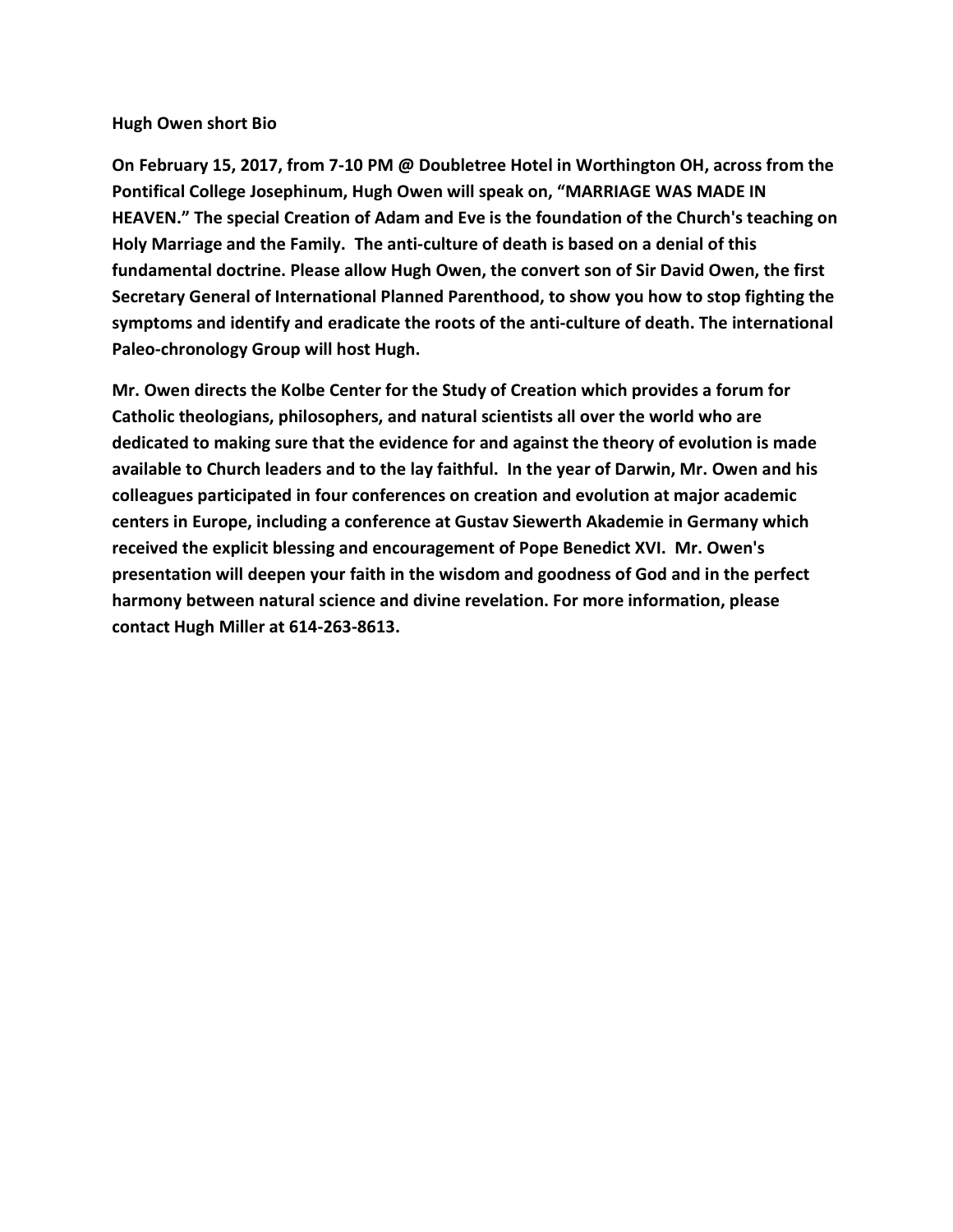**Hugh Owen short Bio**

**On February 15, 2017, from 7-10 PM @ Doubletree Hotel in Worthington OH, across from the Pontifical College Josephinum, Hugh Owen will speak on, "MARRIAGE WAS MADE IN HEAVEN." The special Creation of Adam and Eve is the foundation of the Church's teaching on Holy Marriage and the Family. The anti-culture of death is based on a denial of this fundamental doctrine. Please allow Hugh Owen, the convert son of Sir David Owen, the first Secretary General of International Planned Parenthood, to show you how to stop fighting the symptoms and identify and eradicate the roots of the anti-culture of death. The international Paleo-chronology Group will host Hugh.**

**Mr. Owen directs the Kolbe Center for the Study of Creation which provides a forum for Catholic theologians, philosophers, and natural scientists all over the world who are dedicated to making sure that the evidence for and against the theory of evolution is made available to Church leaders and to the lay faithful. In the year of Darwin, Mr. Owen and his colleagues participated in four conferences on creation and evolution at major academic centers in Europe, including a conference at Gustav Siewerth Akademie in Germany which received the explicit blessing and encouragement of Pope Benedict XVI. Mr. Owen's presentation will deepen your faith in the wisdom and goodness of God and in the perfect harmony between natural science and divine revelation. For more information, please contact Hugh Miller at 614-263-8613.**